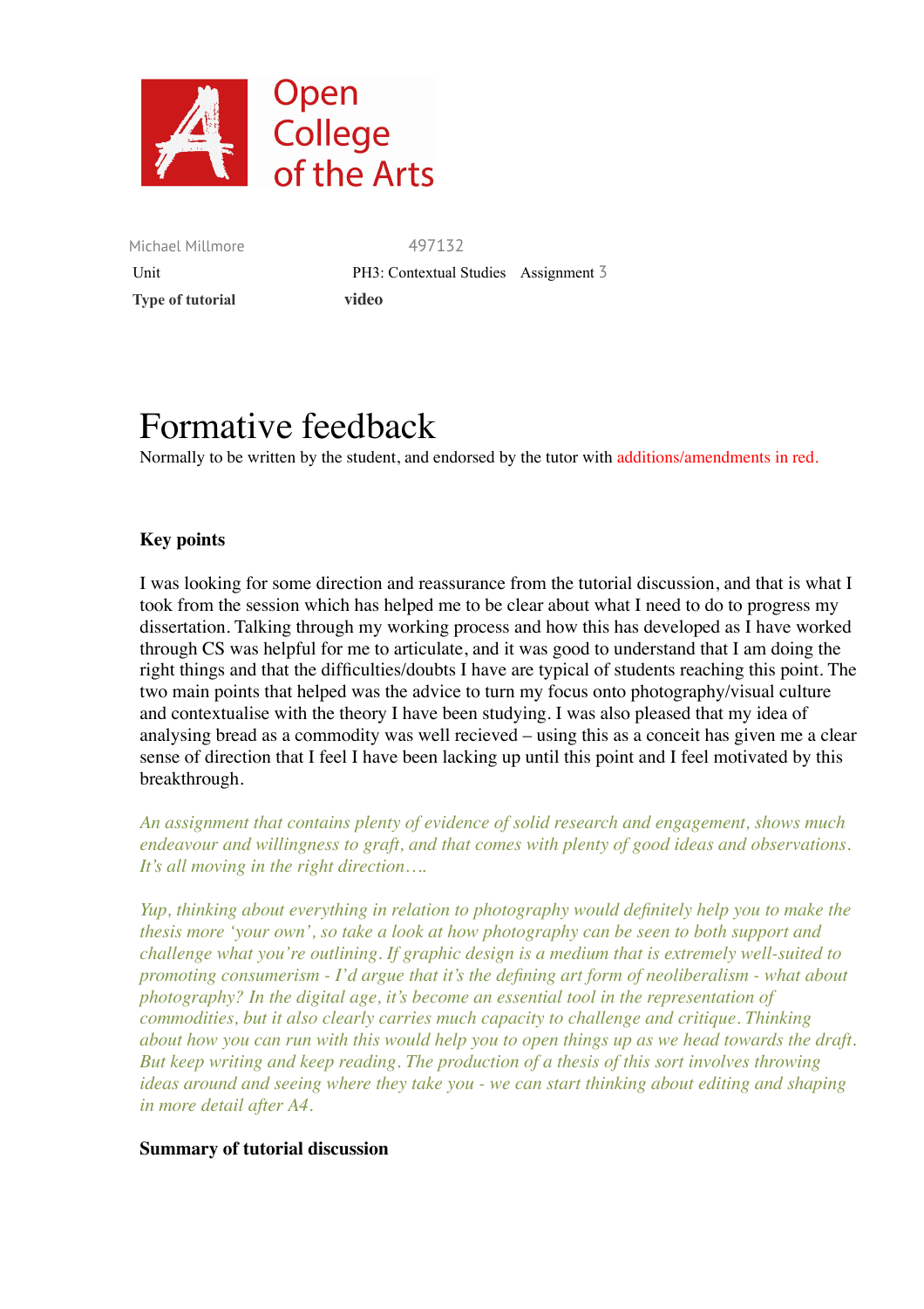Open College of the Arts

| Michael Millmore | 497132 |
| --- | --- |
| Unit | PH3: Contextual Studies Assignment 3 |
| **Type of tutorial** | **video** |

# Formative feedback

Normally to be written by the student, and endorsed by the tutor with additions/amendments in red.

### Key points

I was looking for some direction and reassurance from the tutorial discussion, and that is what I took from the session which has helped me to be clear about what I need to do to progress my dissertation. Talking through my working process and how this has developed as I have worked through CS was helpful for me to articulate, and it was good to understand that I am doing the right things and that the difficulties/doubts I have are typical of students reaching this point. The two main points that helped was the advice to turn my focus onto photography/visual culture and contextualise with the theory I have been studying. I was also pleased that my idea of analysing bread as a commodity was well recieved – using this as a conceit has given me a clear sense of direction that I feel I have been lacking up until this point and I feel motivated by this breakthrough.

*An assignment that contains plenty of evidence of solid research and engagement, shows much endeavour and willingness to graft, and that comes with plenty of good ideas and observations. It's all moving in the right direction….*

*Yup, thinking about everything in relation to photography would definitely help you to make the thesis more 'your own', so take a look at how photography can be seen to both support and challenge what you're outlining. If graphic design is a medium that is extremely well-suited to promoting consumerism - I'd argue that it's the defining art form of neoliberalism - what about photography? In the digital age, it's become an essential tool in the representation of commodities, but it also clearly carries much capacity to challenge and critique. Thinking about how you can run with this would help you to open things up as we head towards the draft. But keep writing and keep reading. The production of a thesis of this sort involves throwing ideas around and seeing where they take you - we can start thinking about editing and shaping in more detail after A4.*

### Summary of tutorial discussion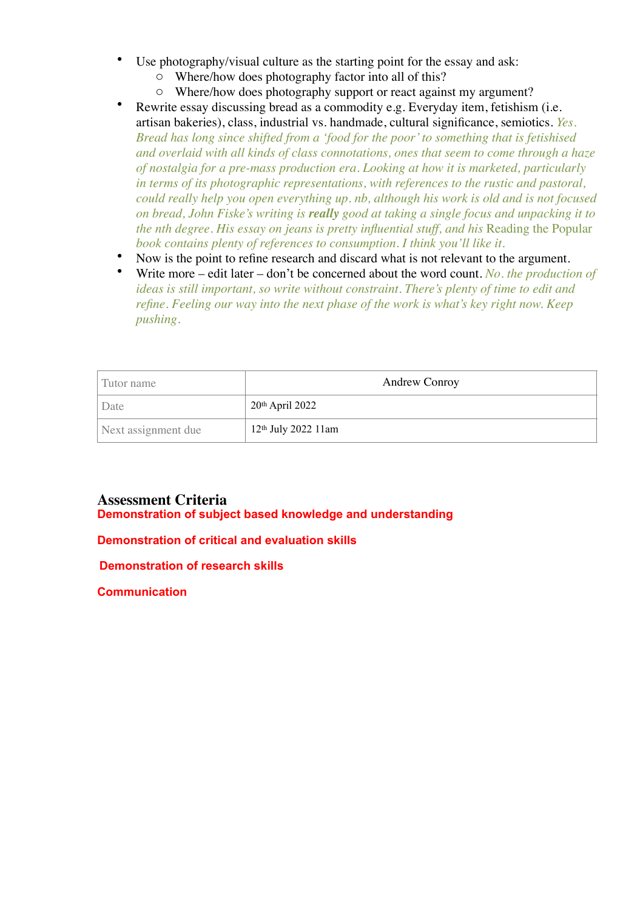- Use photography/visual culture as the starting point for the essay and ask:
    - Where/how does photography factor into all of this?
    - Where/how does photography support or react against my argument?
- Rewrite essay discussing bread as a commodity e.g. Everyday item, fetishism (i.e. artisan bakeries), class, industrial vs. handmade, cultural significance, semiotics. *Yes. Bread has long since shifted from a 'food for the poor' to something that is fetishised and overlaid with all kinds of class connotations, ones that seem to come through a haze of nostalgia for a pre-mass production era. Looking at how it is marketed, particularly in terms of its photographic representations, with references to the rustic and pastoral, could really help you open everything up. nb, although his work is old and is not focused on bread, John Fiske's writing is **really** good at taking a single focus and unpacking it to the nth degree. His essay on jeans is pretty influential stuff, and his* Reading the Popular *book contains plenty of references to consumption. I think you'll like it.*
- Now is the point to refine research and discard what is not relevant to the argument.
- Write more – edit later – don't be concerned about the word count. *No. the production of ideas is still important, so write without constraint. There's plenty of time to edit and refine. Feeling our way into the next phase of the work is what's key right now. Keep pushing.*

| | |
|---|---|
| Tutor name | Andrew Conroy |
| Date | 20th April 2022 |
| Next assignment due | 12th July 2022 11am |

## Assessment Criteria

**Demonstration of subject based knowledge and understanding**

**Demonstration of critical and evaluation skills**

**Demonstration of research skills**

**Communication**